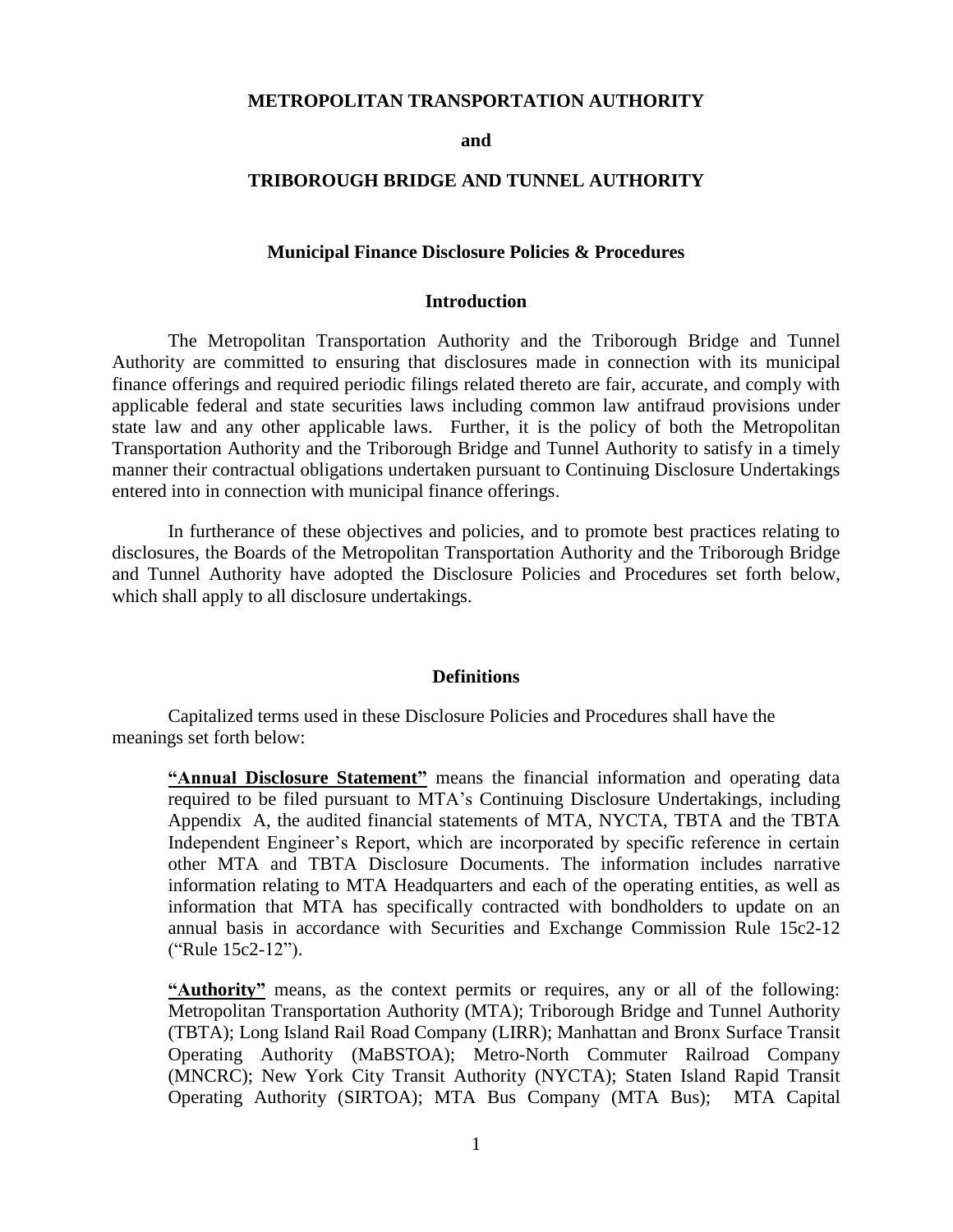# METROPOLITAN TRANSPORTATION AUTHORITY

**and**

# TRIBOROUGH BRIDGE AND TUNNEL AUTHORITY

## Municipal Finance Disclosure Policies & Procedures

### Introduction

The Metropolitan Transportation Authority and the Triborough Bridge and Tunnel Authority are committed to ensuring that disclosures made in connection with its municipal finance offerings and required periodic filings related thereto are fair, accurate, and comply with applicable federal and state securities laws including common law antifraud provisions under state law and any other applicable laws. Further, it is the policy of both the Metropolitan Transportation Authority and the Triborough Bridge and Tunnel Authority to satisfy in a timely manner their contractual obligations undertaken pursuant to Continuing Disclosure Undertakings entered into in connection with municipal finance offerings.

In furtherance of these objectives and policies, and to promote best practices relating to disclosures, the Boards of the Metropolitan Transportation Authority and the Triborough Bridge and Tunnel Authority have adopted the Disclosure Policies and Procedures set forth below, which shall apply to all disclosure undertakings.

### Definitions

Capitalized terms used in these Disclosure Policies and Procedures shall have the meanings set forth below:

> **"Annual Disclosure Statement"** means the financial information and operating data required to be filed pursuant to MTA's Continuing Disclosure Undertakings, including Appendix A, the audited financial statements of MTA, NYCTA, TBTA and the TBTA Independent Engineer's Report, which are incorporated by specific reference in certain other MTA and TBTA Disclosure Documents. The information includes narrative information relating to MTA Headquarters and each of the operating entities, as well as information that MTA has specifically contracted with bondholders to update on an annual basis in accordance with Securities and Exchange Commission Rule 15c2-12 ("Rule 15c2-12").
>
> **"Authority"** means, as the context permits or requires, any or all of the following: Metropolitan Transportation Authority (MTA); Triborough Bridge and Tunnel Authority (TBTA); Long Island Rail Road Company (LIRR); Manhattan and Bronx Surface Transit Operating Authority (MaBSTOA); Metro-North Commuter Railroad Company (MNCRC); New York City Transit Authority (NYCTA); Staten Island Rapid Transit Operating Authority (SIRTOA); MTA Bus Company (MTA Bus); MTA Capital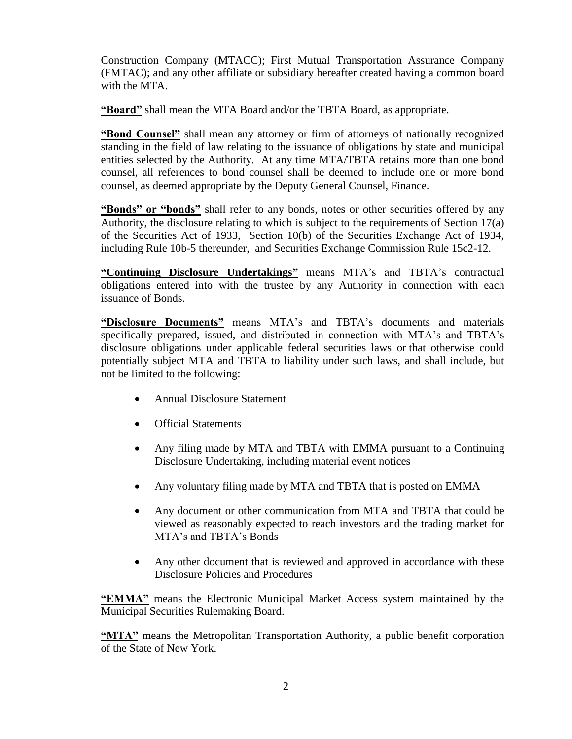Construction Company (MTACC); First Mutual Transportation Assurance Company (FMTAC); and any other affiliate or subsidiary hereafter created having a common board with the MTA.

**"Board"** shall mean the MTA Board and/or the TBTA Board, as appropriate.

**"Bond Counsel"** shall mean any attorney or firm of attorneys of nationally recognized standing in the field of law relating to the issuance of obligations by state and municipal entities selected by the Authority. At any time MTA/TBTA retains more than one bond counsel, all references to bond counsel shall be deemed to include one or more bond counsel, as deemed appropriate by the Deputy General Counsel, Finance.

**"Bonds" or "bonds"** shall refer to any bonds, notes or other securities offered by any Authority, the disclosure relating to which is subject to the requirements of Section 17(a) of the Securities Act of 1933, Section 10(b) of the Securities Exchange Act of 1934, including Rule 10b-5 thereunder, and Securities Exchange Commission Rule 15c2-12.

**"Continuing Disclosure Undertakings"** means MTA's and TBTA's contractual obligations entered into with the trustee by any Authority in connection with each issuance of Bonds.

**"Disclosure Documents"** means MTA's and TBTA's documents and materials specifically prepared, issued, and distributed in connection with MTA's and TBTA's disclosure obligations under applicable federal securities laws or that otherwise could potentially subject MTA and TBTA to liability under such laws, and shall include, but not be limited to the following:

- Annual Disclosure Statement
- Official Statements
- Any filing made by MTA and TBTA with EMMA pursuant to a Continuing Disclosure Undertaking, including material event notices
- Any voluntary filing made by MTA and TBTA that is posted on EMMA
- Any document or other communication from MTA and TBTA that could be viewed as reasonably expected to reach investors and the trading market for MTA's and TBTA's Bonds
- Any other document that is reviewed and approved in accordance with these Disclosure Policies and Procedures

**"EMMA"** means the Electronic Municipal Market Access system maintained by the Municipal Securities Rulemaking Board.

**"MTA"** means the Metropolitan Transportation Authority, a public benefit corporation of the State of New York.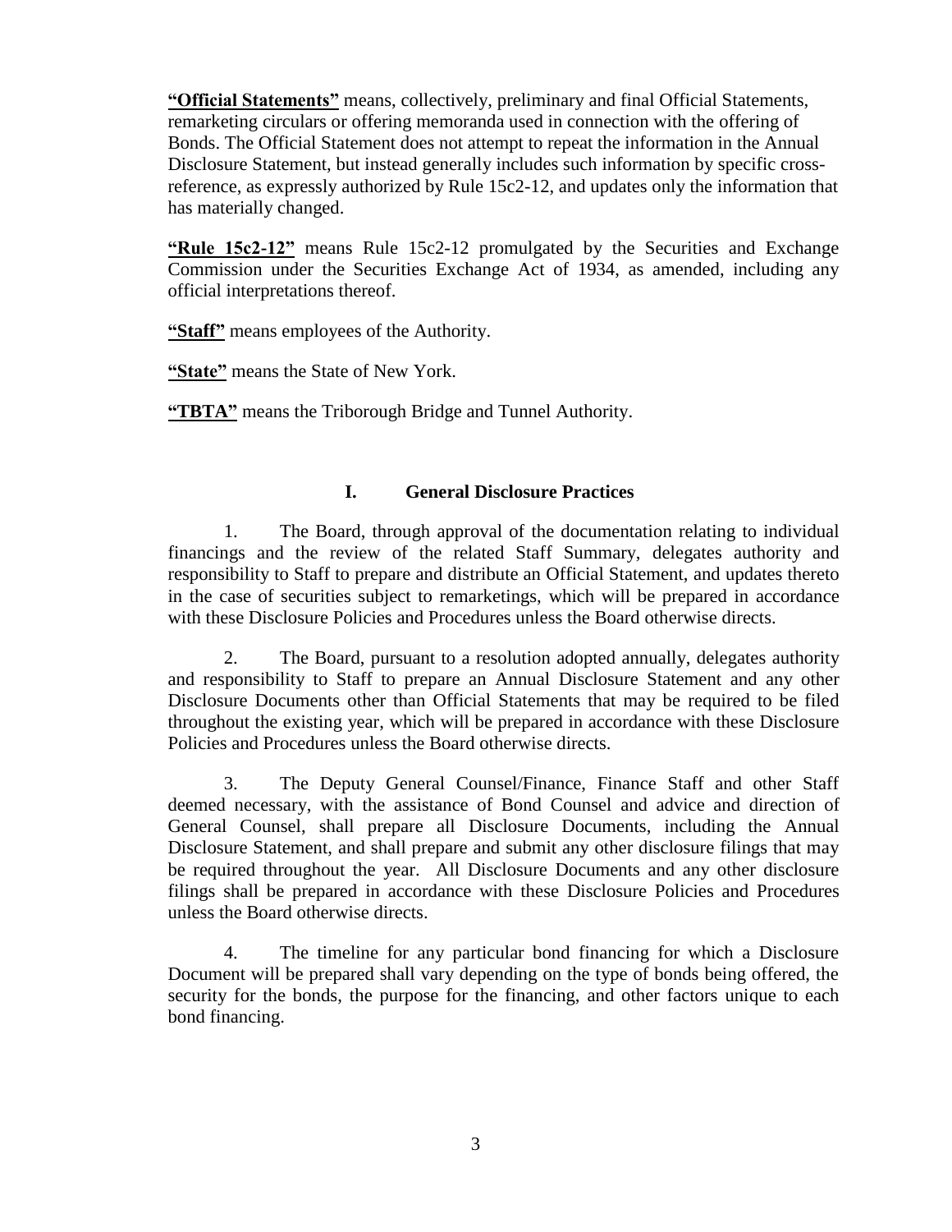**"Official Statements"** means, collectively, preliminary and final Official Statements, remarketing circulars or offering memoranda used in connection with the offering of Bonds. The Official Statement does not attempt to repeat the information in the Annual Disclosure Statement, but instead generally includes such information by specific cross-reference, as expressly authorized by Rule 15c2-12, and updates only the information that has materially changed.

**"Rule 15c2-12"** means Rule 15c2-12 promulgated by the Securities and Exchange Commission under the Securities Exchange Act of 1934, as amended, including any official interpretations thereof.

**"Staff"** means employees of the Authority.

**"State"** means the State of New York.

**"TBTA"** means the Triborough Bridge and Tunnel Authority.

## I. General Disclosure Practices

1. The Board, through approval of the documentation relating to individual financings and the review of the related Staff Summary, delegates authority and responsibility to Staff to prepare and distribute an Official Statement, and updates thereto in the case of securities subject to remarketings, which will be prepared in accordance with these Disclosure Policies and Procedures unless the Board otherwise directs.

2. The Board, pursuant to a resolution adopted annually, delegates authority and responsibility to Staff to prepare an Annual Disclosure Statement and any other Disclosure Documents other than Official Statements that may be required to be filed throughout the existing year, which will be prepared in accordance with these Disclosure Policies and Procedures unless the Board otherwise directs.

3. The Deputy General Counsel/Finance, Finance Staff and other Staff deemed necessary, with the assistance of Bond Counsel and advice and direction of General Counsel, shall prepare all Disclosure Documents, including the Annual Disclosure Statement, and shall prepare and submit any other disclosure filings that may be required throughout the year. All Disclosure Documents and any other disclosure filings shall be prepared in accordance with these Disclosure Policies and Procedures unless the Board otherwise directs.

4. The timeline for any particular bond financing for which a Disclosure Document will be prepared shall vary depending on the type of bonds being offered, the security for the bonds, the purpose for the financing, and other factors unique to each bond financing.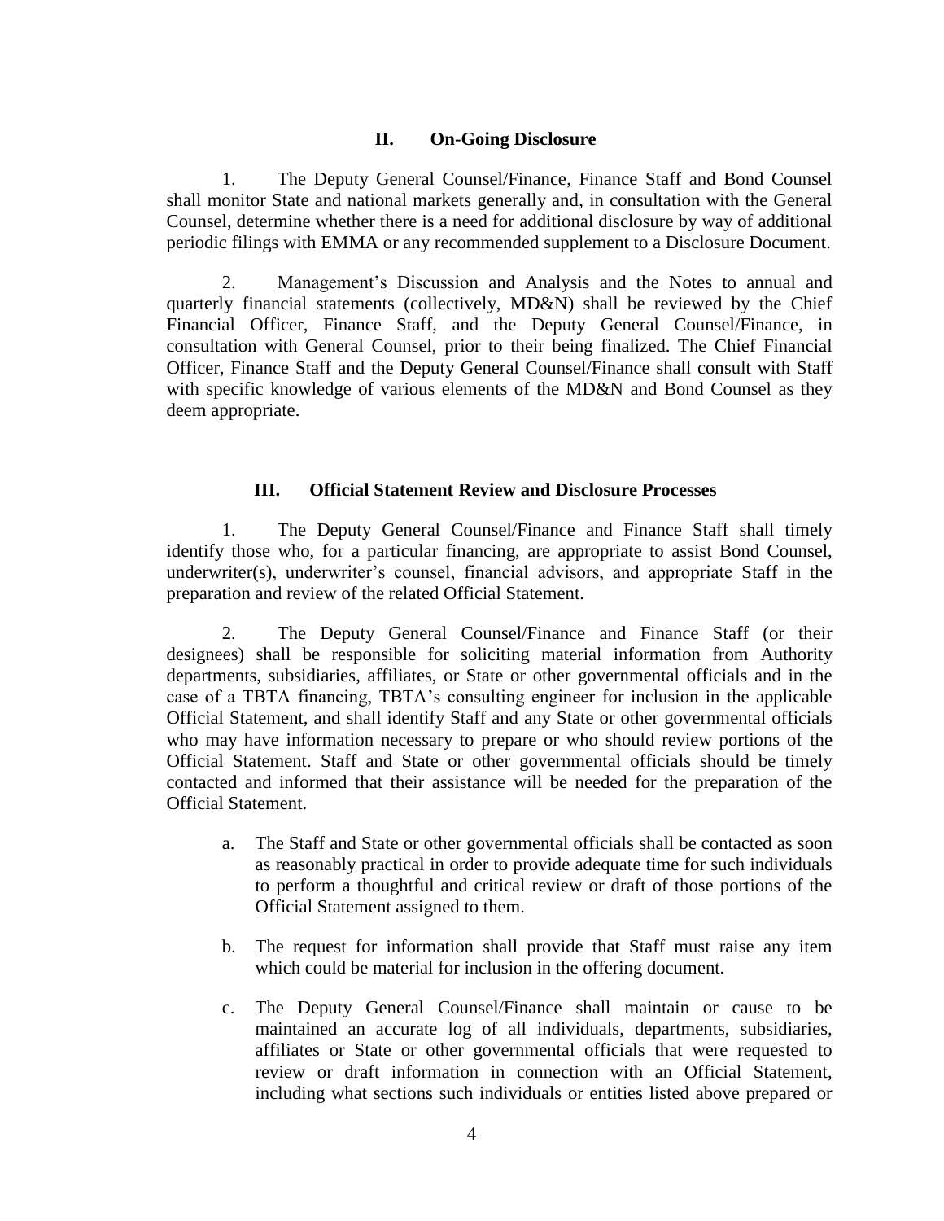## II. On-Going Disclosure

1. The Deputy General Counsel/Finance, Finance Staff and Bond Counsel shall monitor State and national markets generally and, in consultation with the General Counsel, determine whether there is a need for additional disclosure by way of additional periodic filings with EMMA or any recommended supplement to a Disclosure Document.

2. Management's Discussion and Analysis and the Notes to annual and quarterly financial statements (collectively, MD&N) shall be reviewed by the Chief Financial Officer, Finance Staff, and the Deputy General Counsel/Finance, in consultation with General Counsel, prior to their being finalized. The Chief Financial Officer, Finance Staff and the Deputy General Counsel/Finance shall consult with Staff with specific knowledge of various elements of the MD&N and Bond Counsel as they deem appropriate.

## III. Official Statement Review and Disclosure Processes

1. The Deputy General Counsel/Finance and Finance Staff shall timely identify those who, for a particular financing, are appropriate to assist Bond Counsel, underwriter(s), underwriter's counsel, financial advisors, and appropriate Staff in the preparation and review of the related Official Statement.

2. The Deputy General Counsel/Finance and Finance Staff (or their designees) shall be responsible for soliciting material information from Authority departments, subsidiaries, affiliates, or State or other governmental officials and in the case of a TBTA financing, TBTA's consulting engineer for inclusion in the applicable Official Statement, and shall identify Staff and any State or other governmental officials who may have information necessary to prepare or who should review portions of the Official Statement. Staff and State or other governmental officials should be timely contacted and informed that their assistance will be needed for the preparation of the Official Statement.

   a. The Staff and State or other governmental officials shall be contacted as soon as reasonably practical in order to provide adequate time for such individuals to perform a thoughtful and critical review or draft of those portions of the Official Statement assigned to them.

   b. The request for information shall provide that Staff must raise any item which could be material for inclusion in the offering document.

   c. The Deputy General Counsel/Finance shall maintain or cause to be maintained an accurate log of all individuals, departments, subsidiaries, affiliates or State or other governmental officials that were requested to review or draft information in connection with an Official Statement, including what sections such individuals or entities listed above prepared or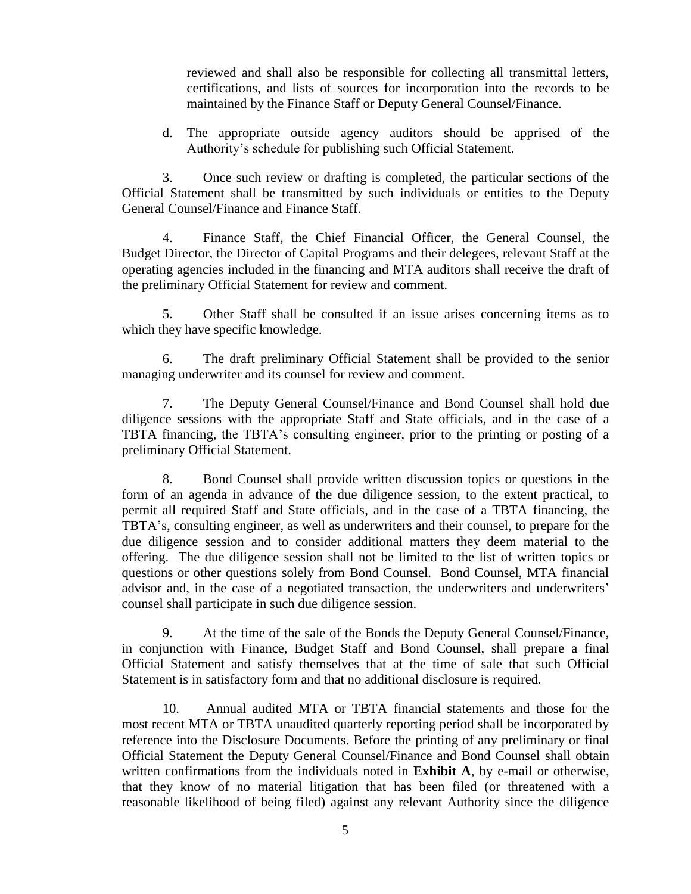reviewed and shall also be responsible for collecting all transmittal letters, certifications, and lists of sources for incorporation into the records to be maintained by the Finance Staff or Deputy General Counsel/Finance.

d. The appropriate outside agency auditors should be apprised of the Authority's schedule for publishing such Official Statement.

3. Once such review or drafting is completed, the particular sections of the Official Statement shall be transmitted by such individuals or entities to the Deputy General Counsel/Finance and Finance Staff.

4. Finance Staff, the Chief Financial Officer, the General Counsel, the Budget Director, the Director of Capital Programs and their delegees, relevant Staff at the operating agencies included in the financing and MTA auditors shall receive the draft of the preliminary Official Statement for review and comment.

5. Other Staff shall be consulted if an issue arises concerning items as to which they have specific knowledge.

6. The draft preliminary Official Statement shall be provided to the senior managing underwriter and its counsel for review and comment.

7. The Deputy General Counsel/Finance and Bond Counsel shall hold due diligence sessions with the appropriate Staff and State officials, and in the case of a TBTA financing, the TBTA's consulting engineer, prior to the printing or posting of a preliminary Official Statement.

8. Bond Counsel shall provide written discussion topics or questions in the form of an agenda in advance of the due diligence session, to the extent practical, to permit all required Staff and State officials, and in the case of a TBTA financing, the TBTA's, consulting engineer, as well as underwriters and their counsel, to prepare for the due diligence session and to consider additional matters they deem material to the offering. The due diligence session shall not be limited to the list of written topics or questions or other questions solely from Bond Counsel. Bond Counsel, MTA financial advisor and, in the case of a negotiated transaction, the underwriters and underwriters' counsel shall participate in such due diligence session.

9. At the time of the sale of the Bonds the Deputy General Counsel/Finance, in conjunction with Finance, Budget Staff and Bond Counsel, shall prepare a final Official Statement and satisfy themselves that at the time of sale that such Official Statement is in satisfactory form and that no additional disclosure is required.

10. Annual audited MTA or TBTA financial statements and those for the most recent MTA or TBTA unaudited quarterly reporting period shall be incorporated by reference into the Disclosure Documents. Before the printing of any preliminary or final Official Statement the Deputy General Counsel/Finance and Bond Counsel shall obtain written confirmations from the individuals noted in **Exhibit A**, by e-mail or otherwise, that they know of no material litigation that has been filed (or threatened with a reasonable likelihood of being filed) against any relevant Authority since the diligence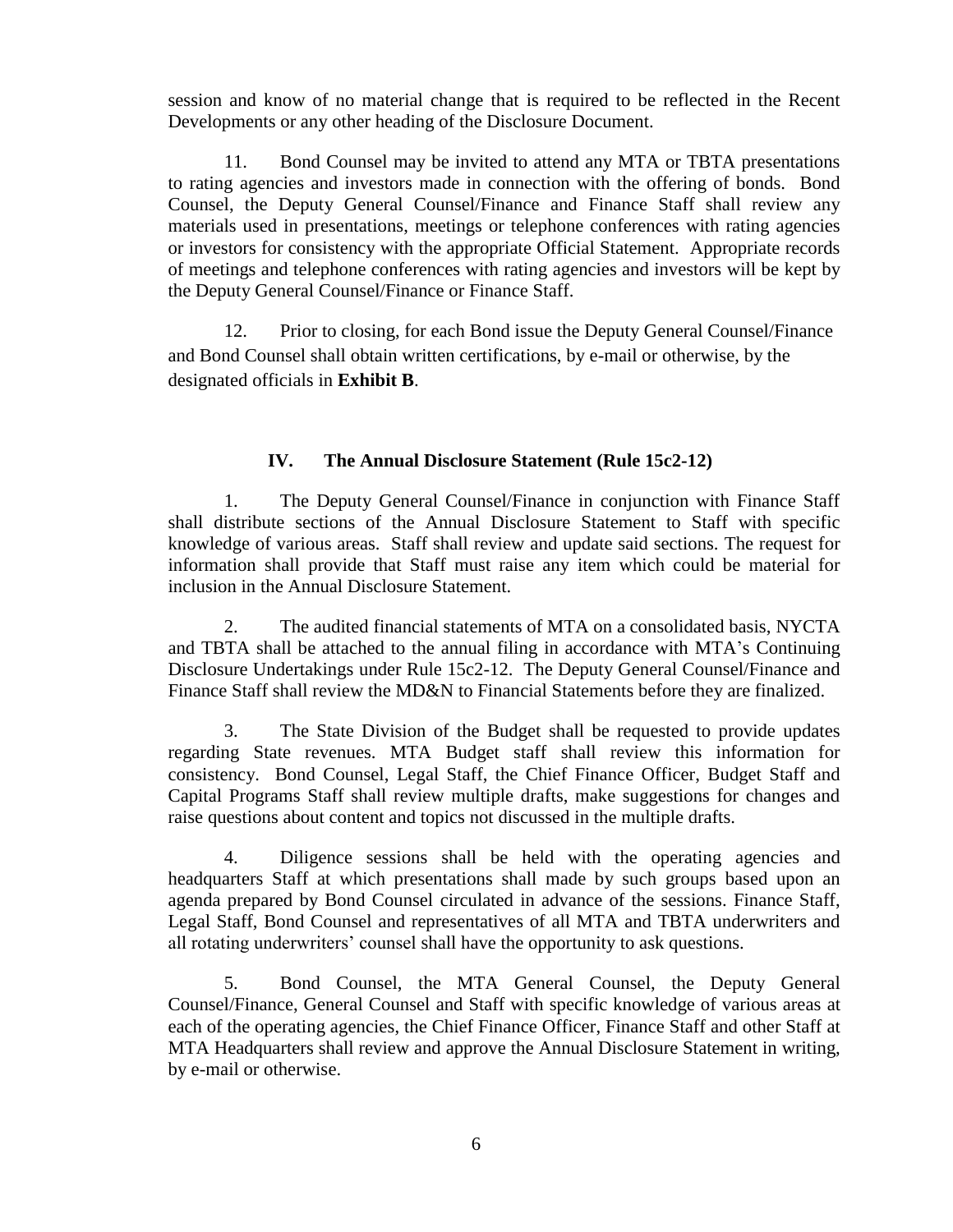session and know of no material change that is required to be reflected in the Recent Developments or any other heading of the Disclosure Document.

11. Bond Counsel may be invited to attend any MTA or TBTA presentations to rating agencies and investors made in connection with the offering of bonds. Bond Counsel, the Deputy General Counsel/Finance and Finance Staff shall review any materials used in presentations, meetings or telephone conferences with rating agencies or investors for consistency with the appropriate Official Statement. Appropriate records of meetings and telephone conferences with rating agencies and investors will be kept by the Deputy General Counsel/Finance or Finance Staff.

12. Prior to closing, for each Bond issue the Deputy General Counsel/Finance and Bond Counsel shall obtain written certifications, by e-mail or otherwise, by the designated officials in **Exhibit B**.

## IV. The Annual Disclosure Statement (Rule 15c2-12)

1. The Deputy General Counsel/Finance in conjunction with Finance Staff shall distribute sections of the Annual Disclosure Statement to Staff with specific knowledge of various areas. Staff shall review and update said sections. The request for information shall provide that Staff must raise any item which could be material for inclusion in the Annual Disclosure Statement.

2. The audited financial statements of MTA on a consolidated basis, NYCTA and TBTA shall be attached to the annual filing in accordance with MTA's Continuing Disclosure Undertakings under Rule 15c2-12. The Deputy General Counsel/Finance and Finance Staff shall review the MD&N to Financial Statements before they are finalized.

3. The State Division of the Budget shall be requested to provide updates regarding State revenues. MTA Budget staff shall review this information for consistency. Bond Counsel, Legal Staff, the Chief Finance Officer, Budget Staff and Capital Programs Staff shall review multiple drafts, make suggestions for changes and raise questions about content and topics not discussed in the multiple drafts.

4. Diligence sessions shall be held with the operating agencies and headquarters Staff at which presentations shall made by such groups based upon an agenda prepared by Bond Counsel circulated in advance of the sessions. Finance Staff, Legal Staff, Bond Counsel and representatives of all MTA and TBTA underwriters and all rotating underwriters' counsel shall have the opportunity to ask questions.

5. Bond Counsel, the MTA General Counsel, the Deputy General Counsel/Finance, General Counsel and Staff with specific knowledge of various areas at each of the operating agencies, the Chief Finance Officer, Finance Staff and other Staff at MTA Headquarters shall review and approve the Annual Disclosure Statement in writing, by e-mail or otherwise.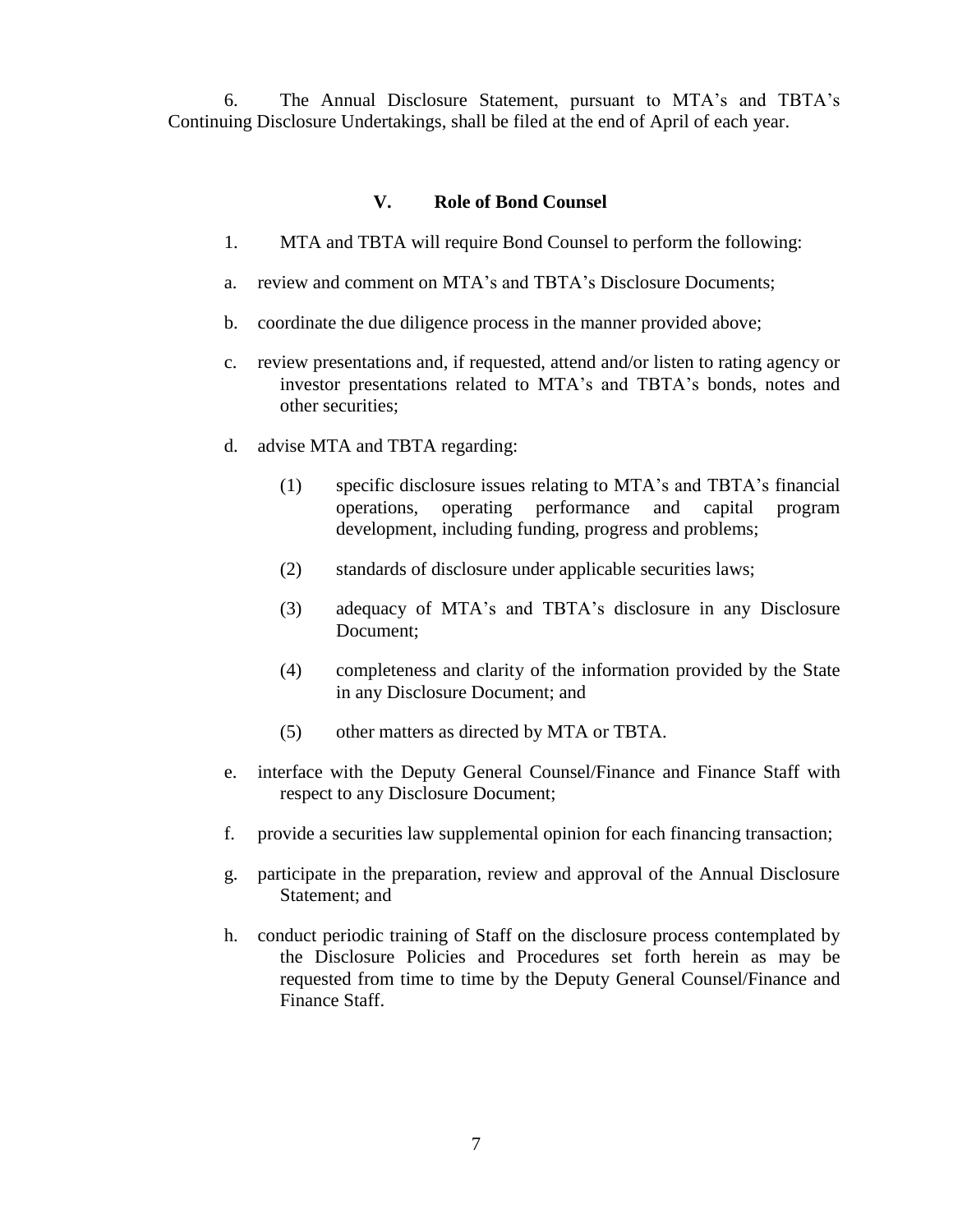6. The Annual Disclosure Statement, pursuant to MTA's and TBTA's Continuing Disclosure Undertakings, shall be filed at the end of April of each year.

## V. Role of Bond Counsel

1. MTA and TBTA will require Bond Counsel to perform the following:

a. review and comment on MTA's and TBTA's Disclosure Documents;

b. coordinate the due diligence process in the manner provided above;

c. review presentations and, if requested, attend and/or listen to rating agency or investor presentations related to MTA's and TBTA's bonds, notes and other securities;

d. advise MTA and TBTA regarding:

   (1) specific disclosure issues relating to MTA's and TBTA's financial operations, operating performance and capital program development, including funding, progress and problems;

   (2) standards of disclosure under applicable securities laws;

   (3) adequacy of MTA's and TBTA's disclosure in any Disclosure Document;

   (4) completeness and clarity of the information provided by the State in any Disclosure Document; and

   (5) other matters as directed by MTA or TBTA.

e. interface with the Deputy General Counsel/Finance and Finance Staff with respect to any Disclosure Document;

f. provide a securities law supplemental opinion for each financing transaction;

g. participate in the preparation, review and approval of the Annual Disclosure Statement; and

h. conduct periodic training of Staff on the disclosure process contemplated by the Disclosure Policies and Procedures set forth herein as may be requested from time to time by the Deputy General Counsel/Finance and Finance Staff.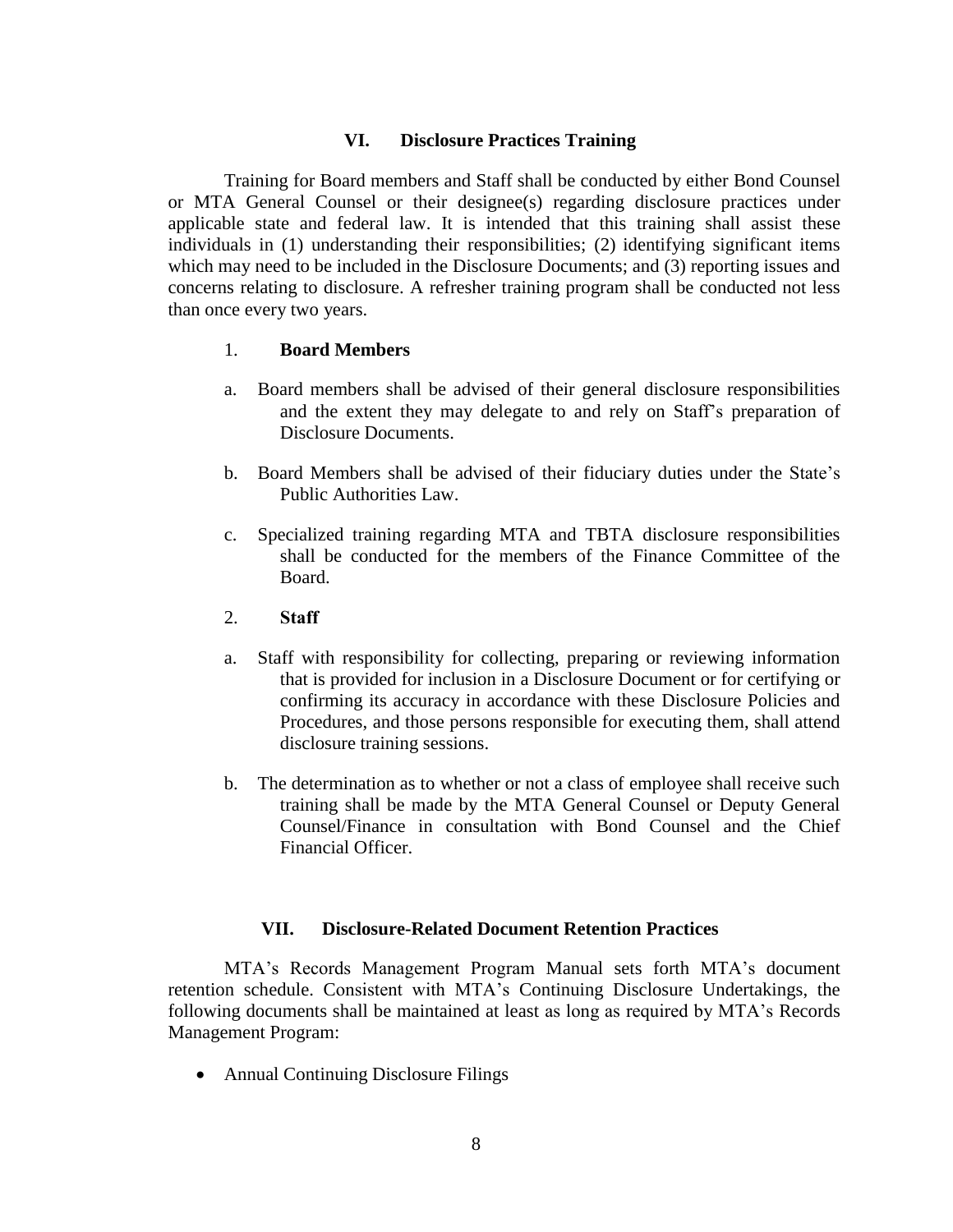## VI. Disclosure Practices Training

Training for Board members and Staff shall be conducted by either Bond Counsel or MTA General Counsel or their designee(s) regarding disclosure practices under applicable state and federal law. It is intended that this training shall assist these individuals in (1) understanding their responsibilities; (2) identifying significant items which may need to be included in the Disclosure Documents; and (3) reporting issues and concerns relating to disclosure. A refresher training program shall be conducted not less than once every two years.

### 1. Board Members

a. Board members shall be advised of their general disclosure responsibilities and the extent they may delegate to and rely on Staff's preparation of Disclosure Documents.

b. Board Members shall be advised of their fiduciary duties under the State's Public Authorities Law.

c. Specialized training regarding MTA and TBTA disclosure responsibilities shall be conducted for the members of the Finance Committee of the Board.

### 2. Staff

a. Staff with responsibility for collecting, preparing or reviewing information that is provided for inclusion in a Disclosure Document or for certifying or confirming its accuracy in accordance with these Disclosure Policies and Procedures, and those persons responsible for executing them, shall attend disclosure training sessions.

b. The determination as to whether or not a class of employee shall receive such training shall be made by the MTA General Counsel or Deputy General Counsel/Finance in consultation with Bond Counsel and the Chief Financial Officer.

## VII. Disclosure-Related Document Retention Practices

MTA's Records Management Program Manual sets forth MTA's document retention schedule. Consistent with MTA's Continuing Disclosure Undertakings, the following documents shall be maintained at least as long as required by MTA's Records Management Program:

- Annual Continuing Disclosure Filings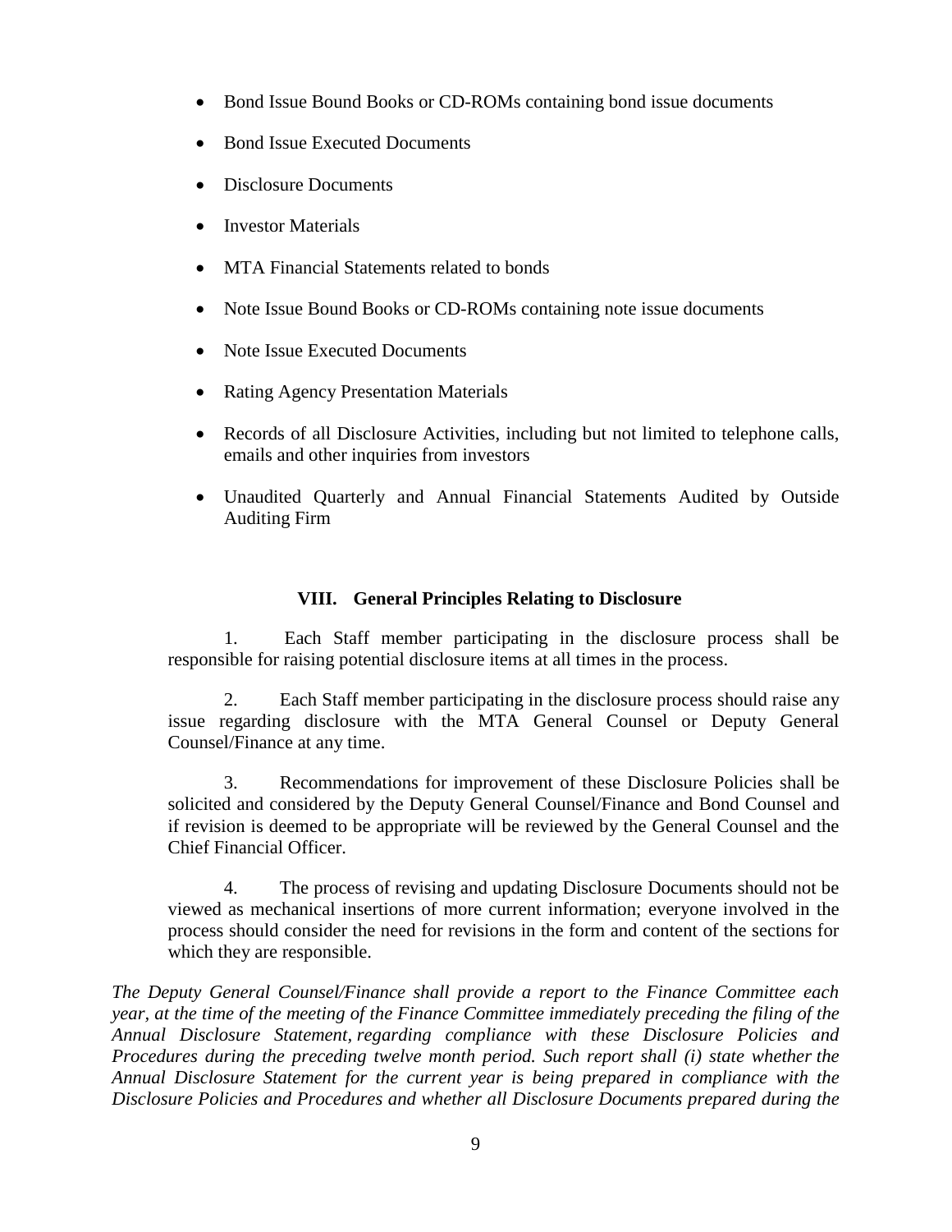- Bond Issue Bound Books or CD-ROMs containing bond issue documents
- Bond Issue Executed Documents
- Disclosure Documents
- Investor Materials
- MTA Financial Statements related to bonds
- Note Issue Bound Books or CD-ROMs containing note issue documents
- Note Issue Executed Documents
- Rating Agency Presentation Materials
- Records of all Disclosure Activities, including but not limited to telephone calls, emails and other inquiries from investors
- Unaudited Quarterly and Annual Financial Statements Audited by Outside Auditing Firm

## VIII. General Principles Relating to Disclosure

1. Each Staff member participating in the disclosure process shall be responsible for raising potential disclosure items at all times in the process.

2. Each Staff member participating in the disclosure process should raise any issue regarding disclosure with the MTA General Counsel or Deputy General Counsel/Finance at any time.

3. Recommendations for improvement of these Disclosure Policies shall be solicited and considered by the Deputy General Counsel/Finance and Bond Counsel and if revision is deemed to be appropriate will be reviewed by the General Counsel and the Chief Financial Officer.

4. The process of revising and updating Disclosure Documents should not be viewed as mechanical insertions of more current information; everyone involved in the process should consider the need for revisions in the form and content of the sections for which they are responsible.

*The Deputy General Counsel/Finance shall provide a report to the Finance Committee each year, at the time of the meeting of the Finance Committee immediately preceding the filing of the Annual Disclosure Statement, regarding compliance with these Disclosure Policies and Procedures during the preceding twelve month period. Such report shall (i) state whether the Annual Disclosure Statement for the current year is being prepared in compliance with the Disclosure Policies and Procedures and whether all Disclosure Documents prepared during the*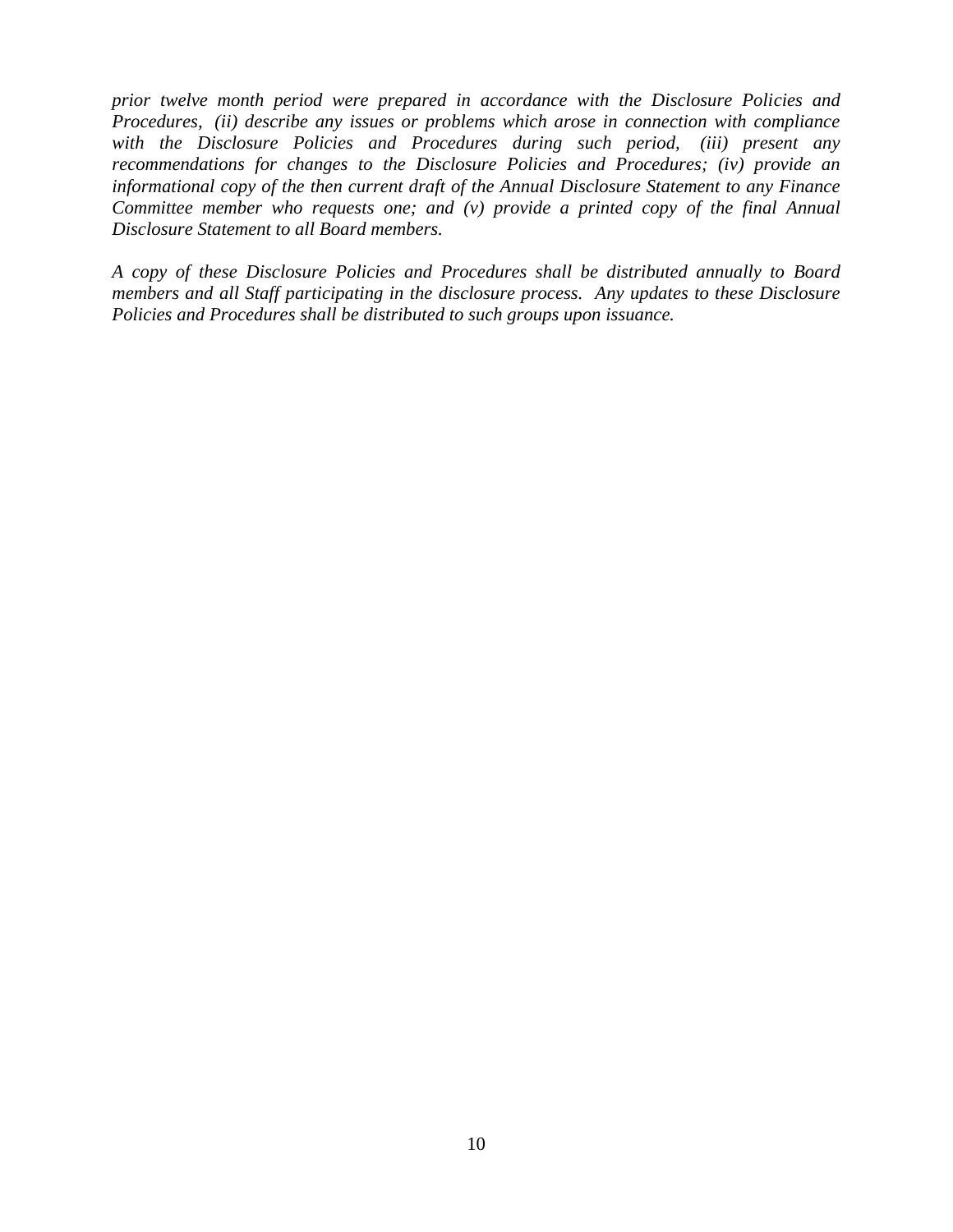*prior twelve month period were prepared in accordance with the Disclosure Policies and Procedures, (ii) describe any issues or problems which arose in connection with compliance with the Disclosure Policies and Procedures during such period, (iii) present any recommendations for changes to the Disclosure Policies and Procedures; (iv) provide an informational copy of the then current draft of the Annual Disclosure Statement to any Finance Committee member who requests one; and (v) provide a printed copy of the final Annual Disclosure Statement to all Board members.*

*A copy of these Disclosure Policies and Procedures shall be distributed annually to Board members and all Staff participating in the disclosure process. Any updates to these Disclosure Policies and Procedures shall be distributed to such groups upon issuance.*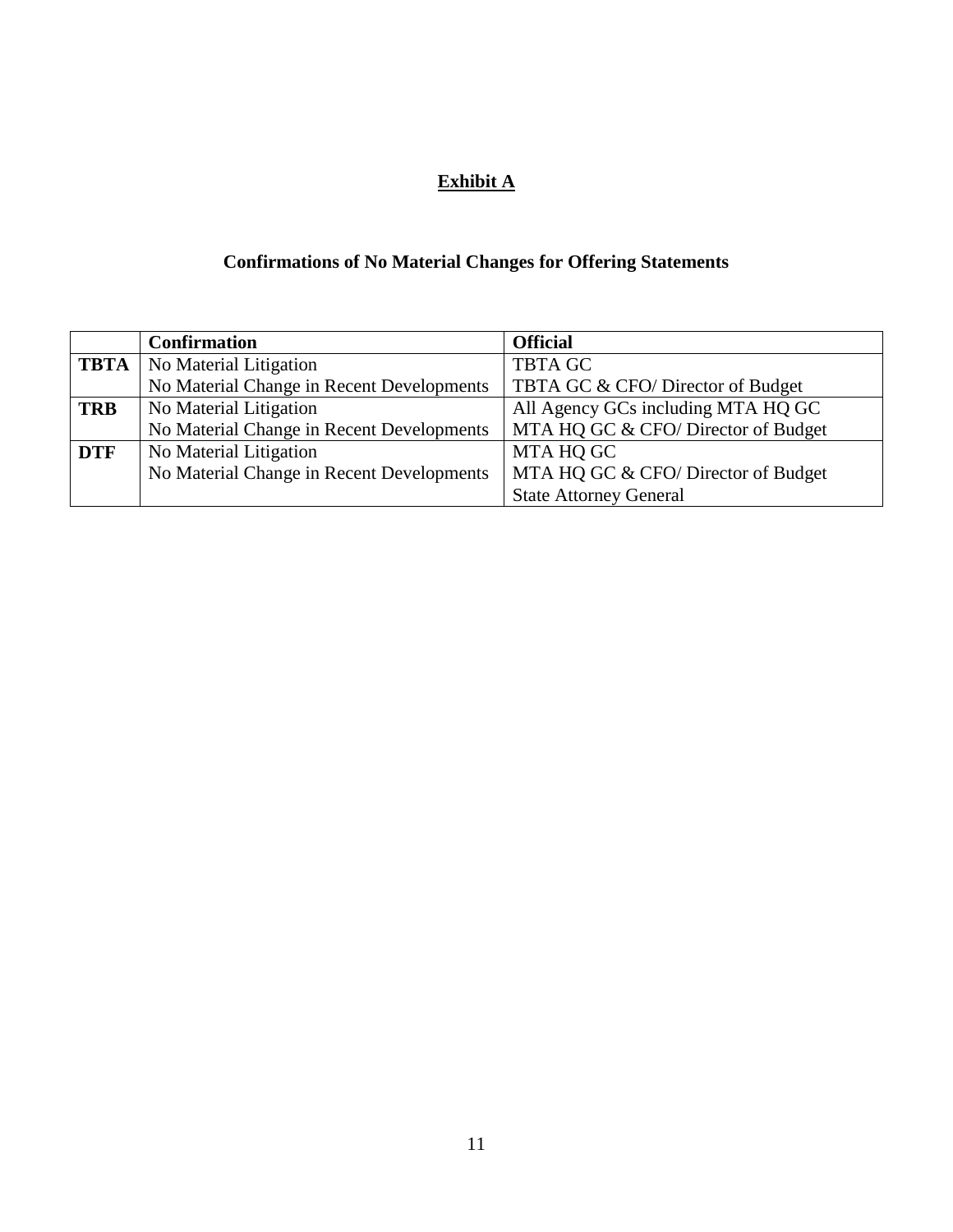## Exhibit A

### Confirmations of No Material Changes for Offering Statements

| | Confirmation | Official |
|---|---|---|
| **TBTA** | No Material Litigation | TBTA GC |
| | No Material Change in Recent Developments | TBTA GC & CFO/ Director of Budget |
| **TRB** | No Material Litigation | All Agency GCs including MTA HQ GC |
| | No Material Change in Recent Developments | MTA HQ GC & CFO/ Director of Budget |
| **DTF** | No Material Litigation | MTA HQ GC |
| | No Material Change in Recent Developments | MTA HQ GC & CFO/ Director of Budget |
| | | State Attorney General |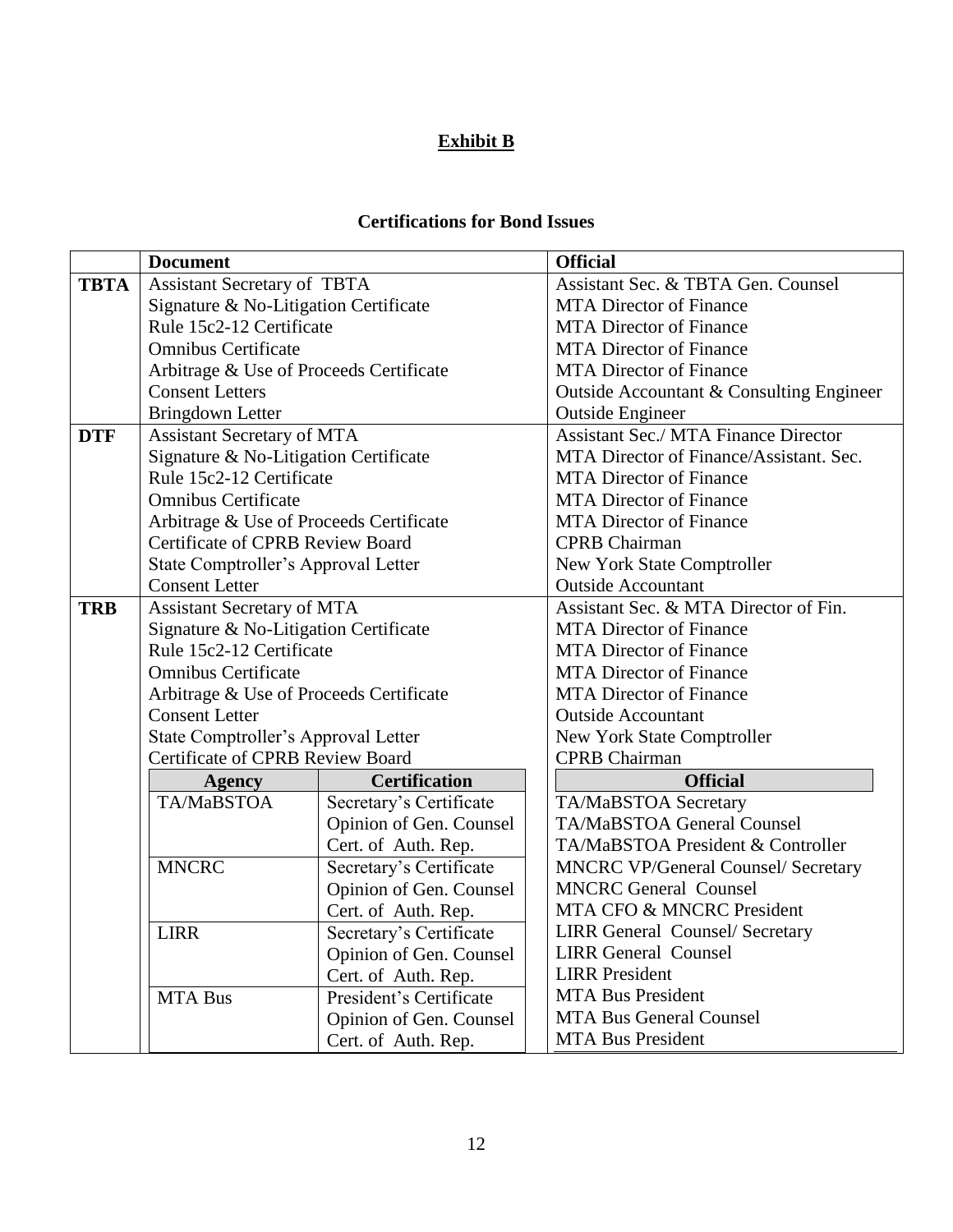# Exhibit B

## Certifications for Bond Issues

| | Document | | Official |
|---|---|---|---|
| **TBTA** | Assistant Secretary of TBTA | | Assistant Sec. & TBTA Gen. Counsel |
| | Signature & No-Litigation Certificate | | MTA Director of Finance |
| | Rule 15c2-12 Certificate | | MTA Director of Finance |
| | Omnibus Certificate | | MTA Director of Finance |
| | Arbitrage & Use of Proceeds Certificate | | MTA Director of Finance |
| | Consent Letters | | Outside Accountant & Consulting Engineer |
| | Bringdown Letter | | Outside Engineer |
| **DTF** | Assistant Secretary of MTA | | Assistant Sec./ MTA Finance Director |
| | Signature & No-Litigation Certificate | | MTA Director of Finance/Assistant. Sec. |
| | Rule 15c2-12 Certificate | | MTA Director of Finance |
| | Omnibus Certificate | | MTA Director of Finance |
| | Arbitrage & Use of Proceeds Certificate | | MTA Director of Finance |
| | Certificate of CPRB Review Board | | CPRB Chairman |
| | State Comptroller's Approval Letter | | New York State Comptroller |
| | Consent Letter | | Outside Accountant |
| **TRB** | Assistant Secretary of MTA | | Assistant Sec. & MTA Director of Fin. |
| | Signature & No-Litigation Certificate | | MTA Director of Finance |
| | Rule 15c2-12 Certificate | | MTA Director of Finance |
| | Omnibus Certificate | | MTA Director of Finance |
| | Arbitrage & Use of Proceeds Certificate | | MTA Director of Finance |
| | Consent Letter | | Outside Accountant |
| | State Comptroller's Approval Letter | | New York State Comptroller |
| | Certificate of CPRB Review Board | | CPRB Chairman |
| | **Agency** | **Certification** | **Official** |
| | TA/MaBSTOA | Secretary's Certificate | TA/MaBSTOA Secretary |
| | | Opinion of Gen. Counsel | TA/MaBSTOA General Counsel |
| | | Cert. of Auth. Rep. | TA/MaBSTOA President & Controller |
| | MNCRC | Secretary's Certificate | MNCRC VP/General Counsel/ Secretary |
| | | Opinion of Gen. Counsel | MNCRC General Counsel |
| | | Cert. of Auth. Rep. | MTA CFO & MNCRC President |
| | LIRR | Secretary's Certificate | LIRR General Counsel/ Secretary |
| | | Opinion of Gen. Counsel | LIRR General Counsel |
| | | Cert. of Auth. Rep. | LIRR President |
| | MTA Bus | President's Certificate | MTA Bus President |
| | | Opinion of Gen. Counsel | MTA Bus General Counsel |
| | | Cert. of Auth. Rep. | MTA Bus President |